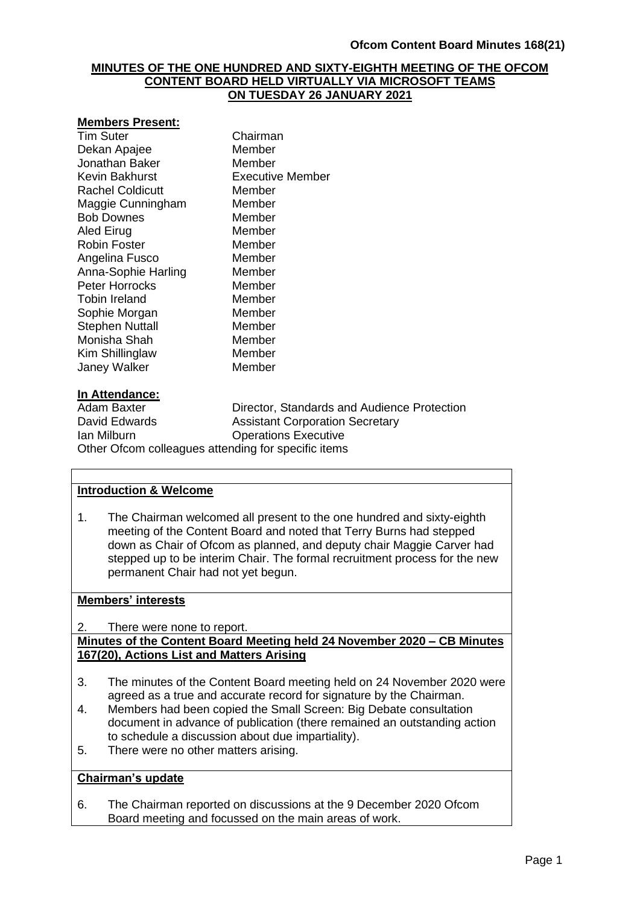# MINUTES OF THE ONE HUNDRED AND SIXTY-EIGHTH MEETING OF THE OFCOM CONTENT BOARD HELD VIRTUALLY VIA MICROSOFT TEAMS ON TUESDAY 26 JANUARY 2021

## Members Present:

| | |
|---|---|
| Tim Suter | Chairman |
| Dekan Apajee | Member |
| Jonathan Baker | Member |
| Kevin Bakhurst | Executive Member |
| Rachel Coldicutt | Member |
| Maggie Cunningham | Member |
| Bob Downes | Member |
| Aled Eirug | Member |
| Robin Foster | Member |
| Angelina Fusco | Member |
| Anna-Sophie Harling | Member |
| Peter Horrocks | Member |
| Tobin Ireland | Member |
| Sophie Morgan | Member |
| Stephen Nuttall | Member |
| Monisha Shah | Member |
| Kim Shillinglaw | Member |
| Janey Walker | Member |

## In Attendance:

| | |
|---|---|
| Adam Baxter | Director, Standards and Audience Protection |
| David Edwards | Assistant Corporation Secretary |
| Ian Milburn | Operations Executive |

Other Ofcom colleagues attending for specific items

## Introduction & Welcome

1. The Chairman welcomed all present to the one hundred and sixty-eighth meeting of the Content Board and noted that Terry Burns had stepped down as Chair of Ofcom as planned, and deputy chair Maggie Carver had stepped up to be interim Chair. The formal recruitment process for the new permanent Chair had not yet begun.

## Members' interests

2. There were none to report.

## Minutes of the Content Board Meeting held 24 November 2020 – CB Minutes 167(20), Actions List and Matters Arising

3. The minutes of the Content Board meeting held on 24 November 2020 were agreed as a true and accurate record for signature by the Chairman.
4. Members had been copied the Small Screen: Big Debate consultation document in advance of publication (there remained an outstanding action to schedule a discussion about due impartiality).
5. There were no other matters arising.

## Chairman's update

6. The Chairman reported on discussions at the 9 December 2020 Ofcom Board meeting and focussed on the main areas of work.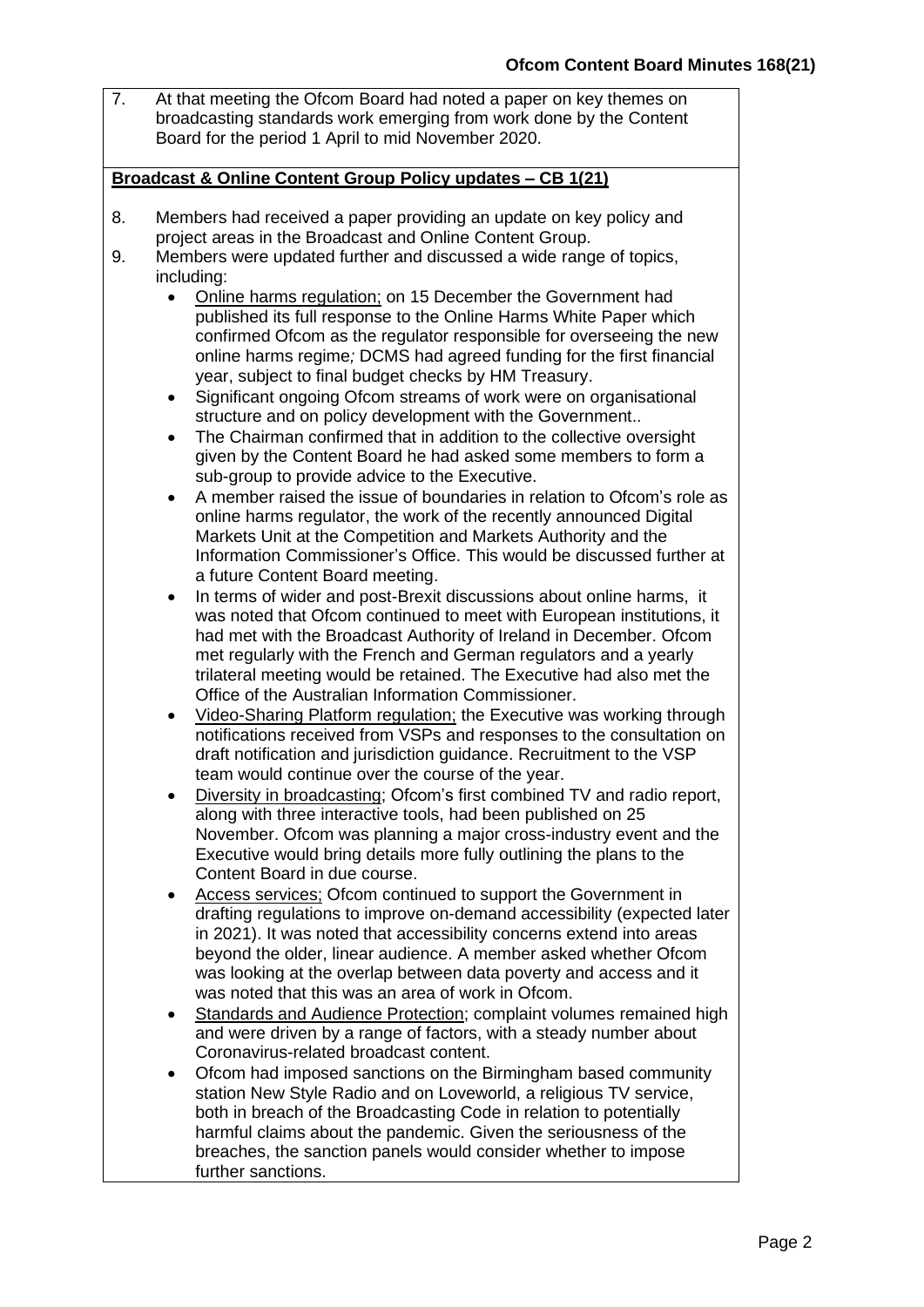7. At that meeting the Ofcom Board had noted a paper on key themes on broadcasting standards work emerging from work done by the Content Board for the period 1 April to mid November 2020.

**Broadcast & Online Content Group Policy updates – CB 1(21)**

8. Members had received a paper providing an update on key policy and project areas in the Broadcast and Online Content Group.
9. Members were updated further and discussed a wide range of topics, including:
   - Online harms regulation; on 15 December the Government had published its full response to the Online Harms White Paper which confirmed Ofcom as the regulator responsible for overseeing the new online harms regime*;* DCMS had agreed funding for the first financial year, subject to final budget checks by HM Treasury.
   - Significant ongoing Ofcom streams of work were on organisational structure and on policy development with the Government..
   - The Chairman confirmed that in addition to the collective oversight given by the Content Board he had asked some members to form a sub-group to provide advice to the Executive.
   - A member raised the issue of boundaries in relation to Ofcom's role as online harms regulator, the work of the recently announced Digital Markets Unit at the Competition and Markets Authority and the Information Commissioner's Office. This would be discussed further at a future Content Board meeting.
   - In terms of wider and post-Brexit discussions about online harms, it was noted that Ofcom continued to meet with European institutions, it had met with the Broadcast Authority of Ireland in December. Ofcom met regularly with the French and German regulators and a yearly trilateral meeting would be retained. The Executive had also met the Office of the Australian Information Commissioner.
   - Video-Sharing Platform regulation; the Executive was working through notifications received from VSPs and responses to the consultation on draft notification and jurisdiction guidance. Recruitment to the VSP team would continue over the course of the year.
   - Diversity in broadcasting; Ofcom's first combined TV and radio report, along with three interactive tools, had been published on 25 November. Ofcom was planning a major cross-industry event and the Executive would bring details more fully outlining the plans to the Content Board in due course.
   - Access services; Ofcom continued to support the Government in drafting regulations to improve on-demand accessibility (expected later in 2021). It was noted that accessibility concerns extend into areas beyond the older, linear audience. A member asked whether Ofcom was looking at the overlap between data poverty and access and it was noted that this was an area of work in Ofcom.
   - Standards and Audience Protection; complaint volumes remained high and were driven by a range of factors, with a steady number about Coronavirus-related broadcast content.
   - Ofcom had imposed sanctions on the Birmingham based community station New Style Radio and on Loveworld, a religious TV service, both in breach of the Broadcasting Code in relation to potentially harmful claims about the pandemic. Given the seriousness of the breaches, the sanction panels would consider whether to impose further sanctions.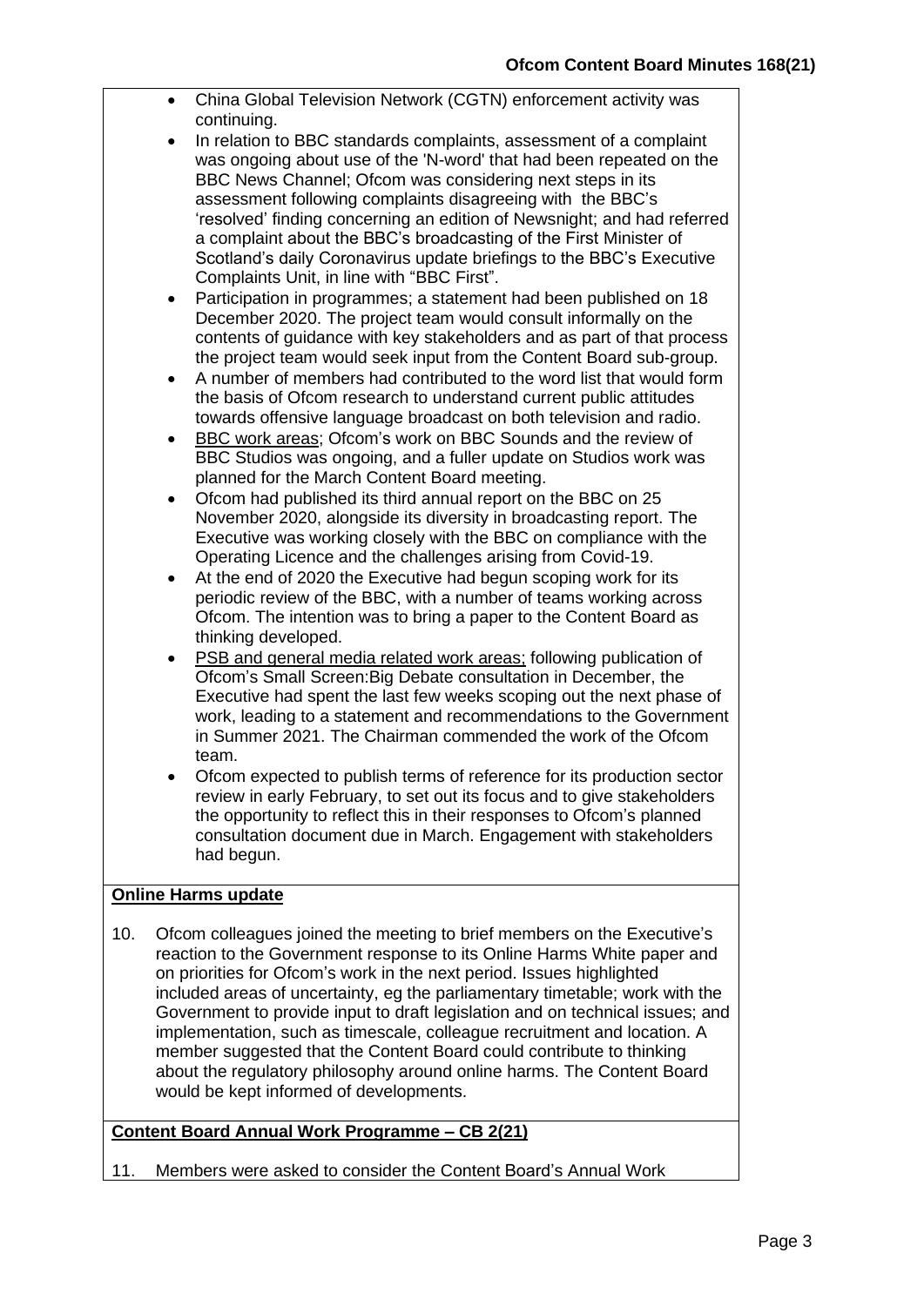- China Global Television Network (CGTN) enforcement activity was continuing.
- In relation to BBC standards complaints, assessment of a complaint was ongoing about use of the 'N-word' that had been repeated on the BBC News Channel; Ofcom was considering next steps in its assessment following complaints disagreeing with the BBC's 'resolved' finding concerning an edition of Newsnight; and had referred a complaint about the BBC's broadcasting of the First Minister of Scotland's daily Coronavirus update briefings to the BBC's Executive Complaints Unit, in line with "BBC First".
- Participation in programmes; a statement had been published on 18 December 2020. The project team would consult informally on the contents of guidance with key stakeholders and as part of that process the project team would seek input from the Content Board sub-group.
- A number of members had contributed to the word list that would form the basis of Ofcom research to understand current public attitudes towards offensive language broadcast on both television and radio.
- <u>BBC work areas</u>; Ofcom's work on BBC Sounds and the review of BBC Studios was ongoing, and a fuller update on Studios work was planned for the March Content Board meeting.
- Ofcom had published its third annual report on the BBC on 25 November 2020, alongside its diversity in broadcasting report. The Executive was working closely with the BBC on compliance with the Operating Licence and the challenges arising from Covid-19.
- At the end of 2020 the Executive had begun scoping work for its periodic review of the BBC, with a number of teams working across Ofcom. The intention was to bring a paper to the Content Board as thinking developed.
- <u>PSB and general media related work areas;</u> following publication of Ofcom's Small Screen:Big Debate consultation in December, the Executive had spent the last few weeks scoping out the next phase of work, leading to a statement and recommendations to the Government in Summer 2021. The Chairman commended the work of the Ofcom team.
- Ofcom expected to publish terms of reference for its production sector review in early February, to set out its focus and to give stakeholders the opportunity to reflect this in their responses to Ofcom's planned consultation document due in March. Engagement with stakeholders had begun.

**<u>Online Harms update</u>**

10. Ofcom colleagues joined the meeting to brief members on the Executive's reaction to the Government response to its Online Harms White paper and on priorities for Ofcom's work in the next period. Issues highlighted included areas of uncertainty, eg the parliamentary timetable; work with the Government to provide input to draft legislation and on technical issues; and implementation, such as timescale, colleague recruitment and location. A member suggested that the Content Board could contribute to thinking about the regulatory philosophy around online harms. The Content Board would be kept informed of developments.

**<u>Content Board Annual Work Programme – CB 2(21)</u>**

11. Members were asked to consider the Content Board's Annual Work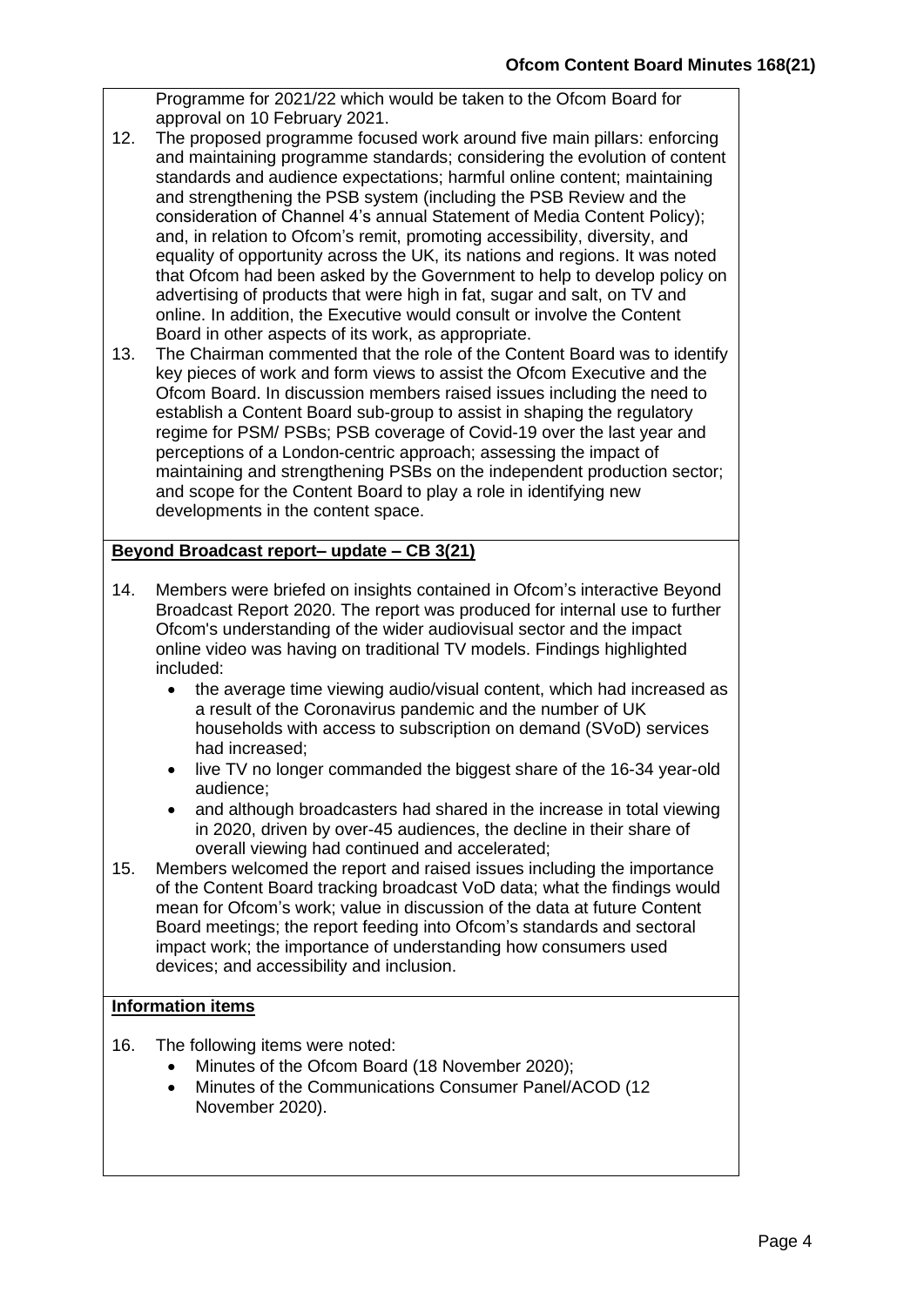Programme for 2021/22 which would be taken to the Ofcom Board for approval on 10 February 2021.

12. The proposed programme focused work around five main pillars: enforcing and maintaining programme standards; considering the evolution of content standards and audience expectations; harmful online content; maintaining and strengthening the PSB system (including the PSB Review and the consideration of Channel 4's annual Statement of Media Content Policy); and, in relation to Ofcom's remit, promoting accessibility, diversity, and equality of opportunity across the UK, its nations and regions. It was noted that Ofcom had been asked by the Government to help to develop policy on advertising of products that were high in fat, sugar and salt, on TV and online. In addition, the Executive would consult or involve the Content Board in other aspects of its work, as appropriate.
13. The Chairman commented that the role of the Content Board was to identify key pieces of work and form views to assist the Ofcom Executive and the Ofcom Board. In discussion members raised issues including the need to establish a Content Board sub-group to assist in shaping the regulatory regime for PSM/ PSBs; PSB coverage of Covid-19 over the last year and perceptions of a London-centric approach; assessing the impact of maintaining and strengthening PSBs on the independent production sector; and scope for the Content Board to play a role in identifying new developments in the content space.

**Beyond Broadcast report– update – CB 3(21)**

14. Members were briefed on insights contained in Ofcom's interactive Beyond Broadcast Report 2020. The report was produced for internal use to further Ofcom's understanding of the wider audiovisual sector and the impact online video was having on traditional TV models. Findings highlighted included:
    - the average time viewing audio/visual content, which had increased as a result of the Coronavirus pandemic and the number of UK households with access to subscription on demand (SVoD) services had increased;
    - live TV no longer commanded the biggest share of the 16-34 year-old audience;
    - and although broadcasters had shared in the increase in total viewing in 2020, driven by over-45 audiences, the decline in their share of overall viewing had continued and accelerated;
15. Members welcomed the report and raised issues including the importance of the Content Board tracking broadcast VoD data; what the findings would mean for Ofcom's work; value in discussion of the data at future Content Board meetings; the report feeding into Ofcom's standards and sectoral impact work; the importance of understanding how consumers used devices; and accessibility and inclusion.

**Information items**

16. The following items were noted:
    - Minutes of the Ofcom Board (18 November 2020);
    - Minutes of the Communications Consumer Panel/ACOD (12 November 2020).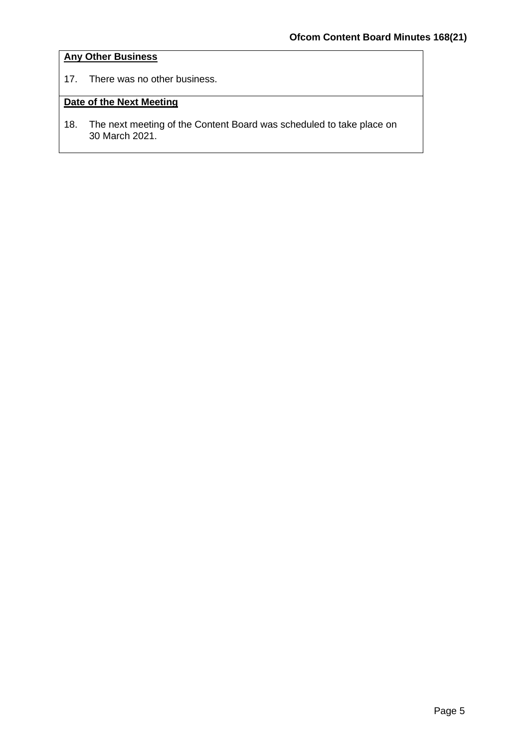**Any Other Business**

17. There was no other business.

**Date of the Next Meeting**

18. The next meeting of the Content Board was scheduled to take place on 30 March 2021.